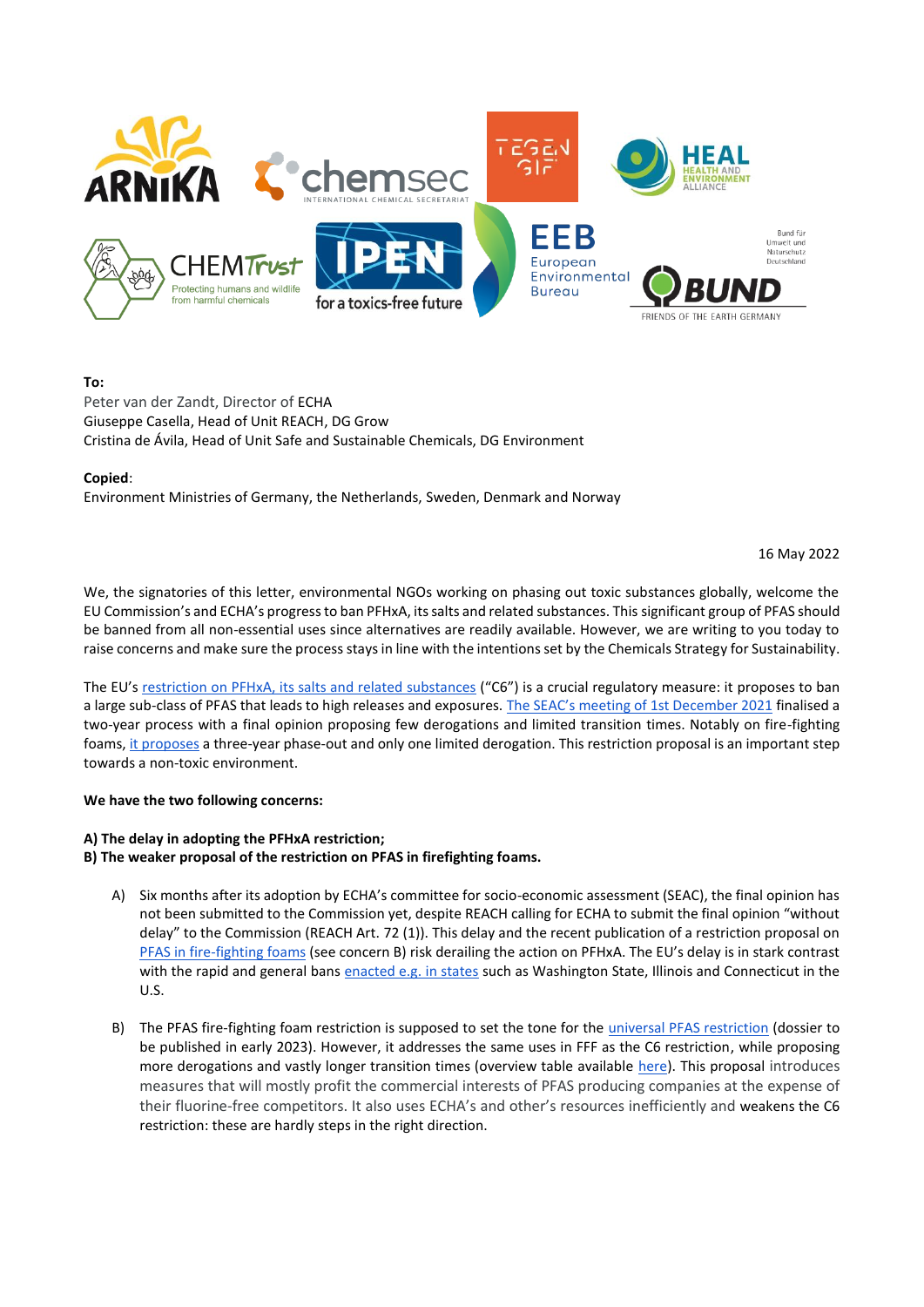**To:**
Peter van der Zandt, Director of ECHA
Giuseppe Casella, Head of Unit REACH, DG Grow
Cristina de Ávila, Head of Unit Safe and Sustainable Chemicals, DG Environment

**Copied**:
Environment Ministries of Germany, the Netherlands, Sweden, Denmark and Norway

16 May 2022

We, the signatories of this letter, environmental NGOs working on phasing out toxic substances globally, welcome the EU Commission's and ECHA's progress to ban PFHxA, its salts and related substances. This significant group of PFAS should be banned from all non-essential uses since alternatives are readily available. However, we are writing to you today to raise concerns and make sure the process stays in line with the intentions set by the Chemicals Strategy for Sustainability.

The EU's restriction on PFHxA, its salts and related substances ("C6") is a crucial regulatory measure: it proposes to ban a large sub-class of PFAS that leads to high releases and exposures. The SEAC's meeting of 1st December 2021 finalised a two-year process with a final opinion proposing few derogations and limited transition times. Notably on fire-fighting foams, it proposes a three-year phase-out and only one limited derogation. This restriction proposal is an important step towards a non-toxic environment.

**We have the two following concerns:**

**A) The delay in adopting the PFHxA restriction;**
**B) The weaker proposal of the restriction on PFAS in firefighting foams.**

A) Six months after its adoption by ECHA's committee for socio-economic assessment (SEAC), the final opinion has not been submitted to the Commission yet, despite REACH calling for ECHA to submit the final opinion "without delay" to the Commission (REACH Art. 72 (1)). This delay and the recent publication of a restriction proposal on PFAS in fire-fighting foams (see concern B) risk derailing the action on PFHxA. The EU's delay is in stark contrast with the rapid and general bans enacted e.g. in states such as Washington State, Illinois and Connecticut in the U.S.

B) The PFAS fire-fighting foam restriction is supposed to set the tone for the universal PFAS restriction (dossier to be published in early 2023). However, it addresses the same uses in FFF as the C6 restriction, while proposing more derogations and vastly longer transition times (overview table available here). This proposal introduces measures that will mostly profit the commercial interests of PFAS producing companies at the expense of their fluorine-free competitors. It also uses ECHA's and other's resources inefficiently and weakens the C6 restriction: these are hardly steps in the right direction.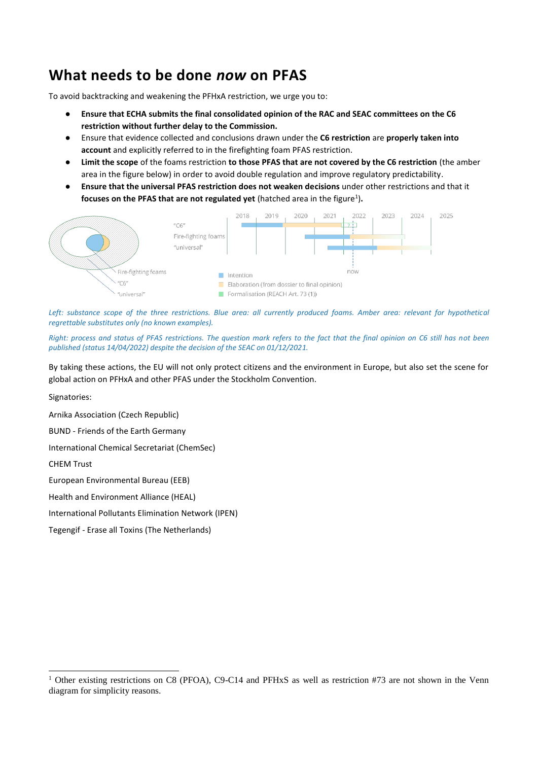# What needs to be done *now* on PFAS

To avoid backtracking and weakening the PFHxA restriction, we urge you to:

- **Ensure that ECHA submits the final consolidated opinion of the RAC and SEAC committees on the C6 restriction without further delay to the Commission.**
- Ensure that evidence collected and conclusions drawn under the **C6 restriction** are **properly taken into account** and explicitly referred to in the firefighting foam PFAS restriction.
- **Limit the scope** of the foams restriction **to those PFAS that are not covered by the C6 restriction** (the amber area in the figure below) in order to avoid double regulation and improve regulatory predictability.
- **Ensure that the universal PFAS restriction does not weaken decisions** under other restrictions and that it **focuses on the PFAS that are not regulated yet** (hatched area in the figure[1]**).**

Fire-fighting foams
"C6"
"universal"

2018
2019
2020
2021
2022
2023
2024
2025
"C6"
Fire-fighting foams
"universal"
?
now
Intention
Elaboration (from dossier to final opinion)
Formalisation (REACH Art. 73 (1))

*Left: substance scope of the three restrictions. Blue area: all currently produced foams. Amber area: relevant for hypothetical regrettable substitutes only (no known examples).*

*Right: process and status of PFAS restrictions. The question mark refers to the fact that the final opinion on C6 still has not been published (status 14/04/2022) despite the decision of the SEAC on 01/12/2021.*

By taking these actions, the EU will not only protect citizens and the environment in Europe, but also set the scene for global action on PFHxA and other PFAS under the Stockholm Convention.

Signatories:

Arnika Association (Czech Republic)

BUND - Friends of the Earth Germany

International Chemical Secretariat (ChemSec)

CHEM Trust

European Environmental Bureau (EEB)

Health and Environment Alliance (HEAL)

International Pollutants Elimination Network (IPEN)

Tegengif - Erase all Toxins (The Netherlands)

---

[1] Other existing restrictions on C8 (PFOA), C9-C14 and PFHxS as well as restriction #73 are not shown in the Venn diagram for simplicity reasons.